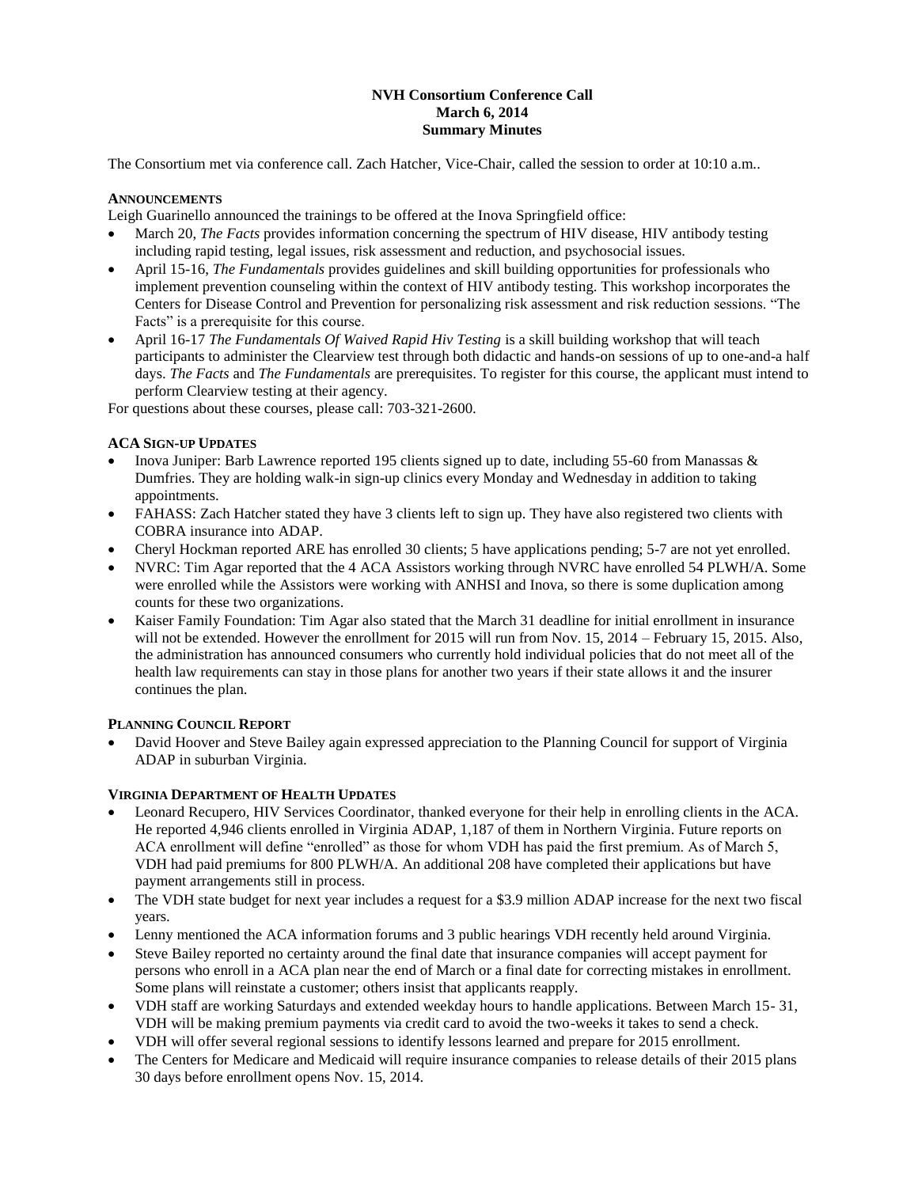**NVH Consortium Conference Call**
**March 6, 2014**
**Summary Minutes**

The Consortium met via conference call. Zach Hatcher, Vice-Chair, called the session to order at 10:10 a.m..

**ANNOUNCEMENTS**

Leigh Guarinello announced the trainings to be offered at the Inova Springfield office:

- March 20, *The Facts* provides information concerning the spectrum of HIV disease, HIV antibody testing including rapid testing, legal issues, risk assessment and reduction, and psychosocial issues.
- April 15-16, *The Fundamentals* provides guidelines and skill building opportunities for professionals who implement prevention counseling within the context of HIV antibody testing. This workshop incorporates the Centers for Disease Control and Prevention for personalizing risk assessment and risk reduction sessions. "The Facts" is a prerequisite for this course.
- April 16-17 *The Fundamentals Of Waived Rapid Hiv Testing* is a skill building workshop that will teach participants to administer the Clearview test through both didactic and hands-on sessions of up to one-and-a half days. *The Facts* and *The Fundamentals* are prerequisites. To register for this course, the applicant must intend to perform Clearview testing at their agency.

For questions about these courses, please call: 703-321-2600.

**ACA SIGN-UP UPDATES**

- Inova Juniper: Barb Lawrence reported 195 clients signed up to date, including 55-60 from Manassas & Dumfries. They are holding walk-in sign-up clinics every Monday and Wednesday in addition to taking appointments.
- FAHASS: Zach Hatcher stated they have 3 clients left to sign up. They have also registered two clients with COBRA insurance into ADAP.
- Cheryl Hockman reported ARE has enrolled 30 clients; 5 have applications pending; 5-7 are not yet enrolled.
- NVRC: Tim Agar reported that the 4 ACA Assistors working through NVRC have enrolled 54 PLWH/A. Some were enrolled while the Assistors were working with ANHSI and Inova, so there is some duplication among counts for these two organizations.
- Kaiser Family Foundation: Tim Agar also stated that the March 31 deadline for initial enrollment in insurance will not be extended. However the enrollment for 2015 will run from Nov. 15, 2014 – February 15, 2015. Also, the administration has announced consumers who currently hold individual policies that do not meet all of the health law requirements can stay in those plans for another two years if their state allows it and the insurer continues the plan.

**PLANNING COUNCIL REPORT**

- David Hoover and Steve Bailey again expressed appreciation to the Planning Council for support of Virginia ADAP in suburban Virginia.

**VIRGINIA DEPARTMENT OF HEALTH UPDATES**

- Leonard Recupero, HIV Services Coordinator, thanked everyone for their help in enrolling clients in the ACA. He reported 4,946 clients enrolled in Virginia ADAP, 1,187 of them in Northern Virginia. Future reports on ACA enrollment will define "enrolled" as those for whom VDH has paid the first premium. As of March 5, VDH had paid premiums for 800 PLWH/A. An additional 208 have completed their applications but have payment arrangements still in process.
- The VDH state budget for next year includes a request for a $3.9 million ADAP increase for the next two fiscal years.
- Lenny mentioned the ACA information forums and 3 public hearings VDH recently held around Virginia.
- Steve Bailey reported no certainty around the final date that insurance companies will accept payment for persons who enroll in a ACA plan near the end of March or a final date for correcting mistakes in enrollment. Some plans will reinstate a customer; others insist that applicants reapply.
- VDH staff are working Saturdays and extended weekday hours to handle applications. Between March 15- 31, VDH will be making premium payments via credit card to avoid the two-weeks it takes to send a check.
- VDH will offer several regional sessions to identify lessons learned and prepare for 2015 enrollment.
- The Centers for Medicare and Medicaid will require insurance companies to release details of their 2015 plans 30 days before enrollment opens Nov. 15, 2014.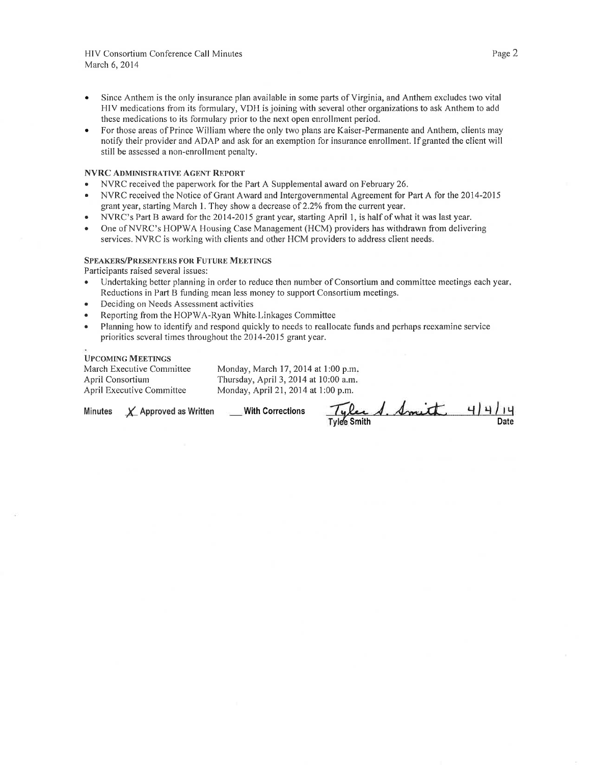- Since Anthem is the only insurance plan available in some parts of Virginia, and Anthem excludes two vital HIV medications from its formulary, VDH is joining with several other organizations to ask Anthem to add these medications to its formulary prior to the next open enrollment period.
- For those areas of Prince William where the only two plans are Kaiser-Permanente and Anthem, clients may notify their provider and ADAP and ask for an exemption for insurance enrollment. If granted the client will still be assessed a non-enrollment penalty.

**NVRC ADMINISTRATIVE AGENT REPORT**

- NVRC received the paperwork for the Part A Supplemental award on February 26.
- NVRC received the Notice of Grant Award and Intergovernmental Agreement for Part A for the 2014-2015 grant year, starting March 1. They show a decrease of 2.2% from the current year.
- NVRC's Part B award for the 2014-2015 grant year, starting April 1, is half of what it was last year.
- One of NVRC's HOPWA Housing Case Management (HCM) providers has withdrawn from delivering services. NVRC is working with clients and other HCM providers to address client needs.

**SPEAKERS/PRESENTERS FOR FUTURE MEETINGS**

Participants raised several issues:

- Undertaking better planning in order to reduce then number of Consortium and committee meetings each year. Reductions in Part B funding mean less money to support Consortium meetings.
- Deciding on Needs Assessment activities
- Reporting from the HOPWA-Ryan White Linkages Committee
- Planning how to identify and respond quickly to needs to reallocate funds and perhaps reexamine service priorities several times throughout the 2014-2015 grant year.

**UPCOMING MEETINGS**

| | |
|---|---|
| March Executive Committee | Monday, March 17, 2014 at 1:00 p.m. |
| April Consortium | Thursday, April 3, 2014 at 10:00 a.m. |
| April Executive Committee | Monday, April 21, 2014 at 1:00 p.m. |

**Minutes** X **Approved as Written** \_\_ **With Corrections**

Tylee S. Smith 4/4/14

**Tylee Smith** **Date**